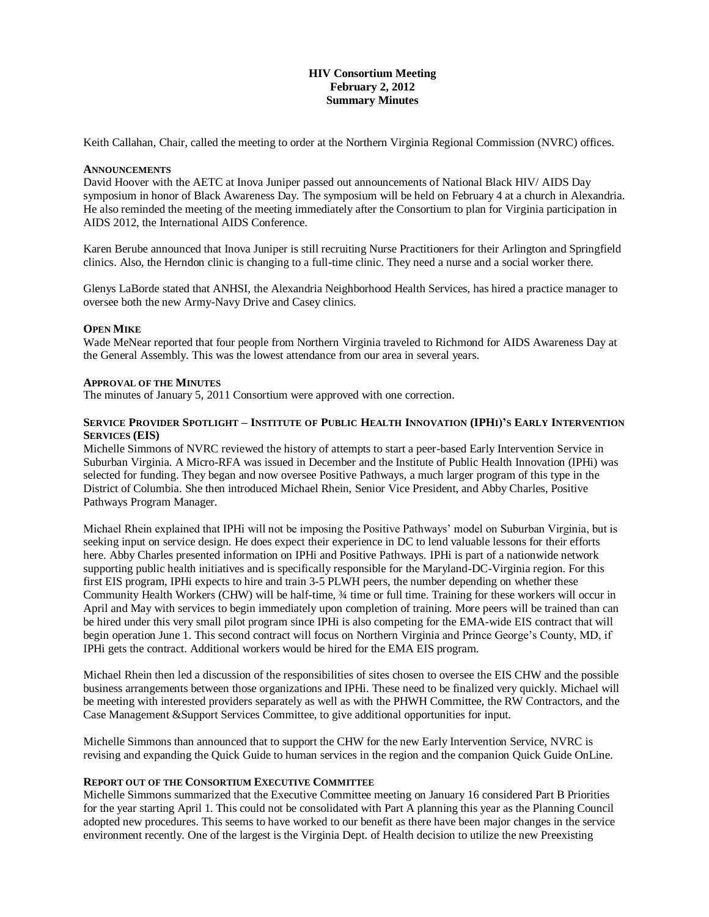**HIV Consortium Meeting**
**February 2, 2012**
**Summary Minutes**

Keith Callahan, Chair, called the meeting to order at the Northern Virginia Regional Commission (NVRC) offices.

**ANNOUNCEMENTS**

David Hoover with the AETC at Inova Juniper passed out announcements of National Black HIV/ AIDS Day symposium in honor of Black Awareness Day. The symposium will be held on February 4 at a church in Alexandria. He also reminded the meeting of the meeting immediately after the Consortium to plan for Virginia participation in AIDS 2012, the International AIDS Conference.

Karen Berube announced that Inova Juniper is still recruiting Nurse Practitioners for their Arlington and Springfield clinics. Also, the Herndon clinic is changing to a full-time clinic. They need a nurse and a social worker there.

Glenys LaBorde stated that ANHSI, the Alexandria Neighborhood Health Services, has hired a practice manager to oversee both the new Army-Navy Drive and Casey clinics.

**OPEN MIKE**

Wade MeNear reported that four people from Northern Virginia traveled to Richmond for AIDS Awareness Day at the General Assembly. This was the lowest attendance from our area in several years.

**APPROVAL OF THE MINUTES**

The minutes of January 5, 2011 Consortium were approved with one correction.

**SERVICE PROVIDER SPOTLIGHT – INSTITUTE OF PUBLIC HEALTH INNOVATION (IPHI)'S EARLY INTERVENTION SERVICES (EIS)**

Michelle Simmons of NVRC reviewed the history of attempts to start a peer-based Early Intervention Service in Suburban Virginia. A Micro-RFA was issued in December and the Institute of Public Health Innovation (IPHi) was selected for funding. They began and now oversee Positive Pathways, a much larger program of this type in the District of Columbia. She then introduced Michael Rhein, Senior Vice President, and Abby Charles, Positive Pathways Program Manager.

Michael Rhein explained that IPHi will not be imposing the Positive Pathways' model on Suburban Virginia, but is seeking input on service design. He does expect their experience in DC to lend valuable lessons for their efforts here. Abby Charles presented information on IPHi and Positive Pathways. IPHi is part of a nationwide network supporting public health initiatives and is specifically responsible for the Maryland-DC-Virginia region. For this first EIS program, IPHi expects to hire and train 3-5 PLWH peers, the number depending on whether these Community Health Workers (CHW) will be half-time, ¾ time or full time. Training for these workers will occur in April and May with services to begin immediately upon completion of training. More peers will be trained than can be hired under this very small pilot program since IPHi is also competing for the EMA-wide EIS contract that will begin operation June 1. This second contract will focus on Northern Virginia and Prince George's County, MD, if IPHi gets the contract. Additional workers would be hired for the EMA EIS program.

Michael Rhein then led a discussion of the responsibilities of sites chosen to oversee the EIS CHW and the possible business arrangements between those organizations and IPHi. These need to be finalized very quickly. Michael will be meeting with interested providers separately as well as with the PHWH Committee, the RW Contractors, and the Case Management &Support Services Committee, to give additional opportunities for input.

Michelle Simmons than announced that to support the CHW for the new Early Intervention Service, NVRC is revising and expanding the Quick Guide to human services in the region and the companion Quick Guide OnLine.

**REPORT OUT OF THE CONSORTIUM EXECUTIVE COMMITTEE**

Michelle Simmons summarized that the Executive Committee meeting on January 16 considered Part B Priorities for the year starting April 1. This could not be consolidated with Part A planning this year as the Planning Council adopted new procedures. This seems to have worked to our benefit as there have been major changes in the service environment recently. One of the largest is the Virginia Dept. of Health decision to utilize the new Preexisting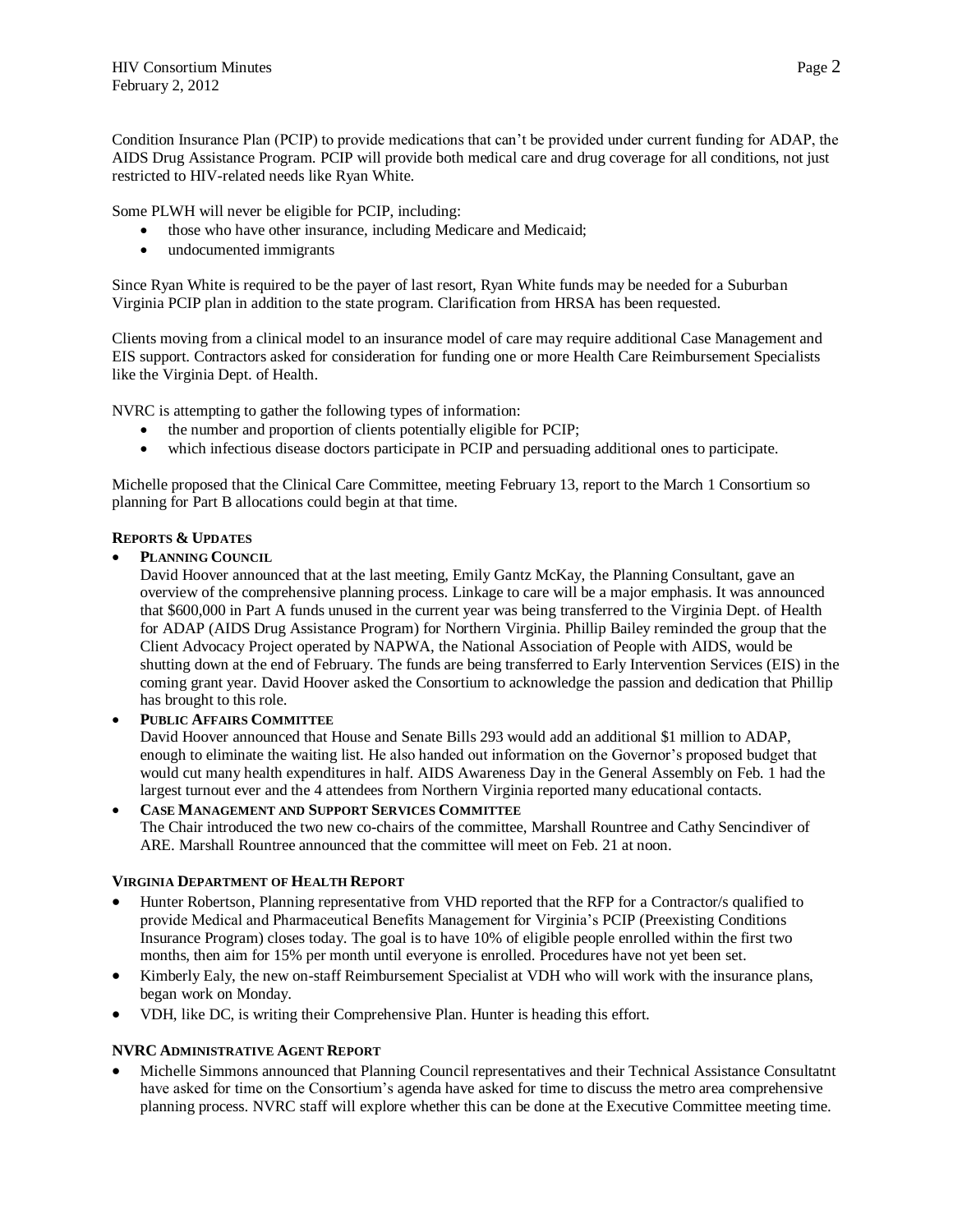Condition Insurance Plan (PCIP) to provide medications that can't be provided under current funding for ADAP, the AIDS Drug Assistance Program. PCIP will provide both medical care and drug coverage for all conditions, not just restricted to HIV-related needs like Ryan White.

Some PLWH will never be eligible for PCIP, including:

- those who have other insurance, including Medicare and Medicaid;
- undocumented immigrants

Since Ryan White is required to be the payer of last resort, Ryan White funds may be needed for a Suburban Virginia PCIP plan in addition to the state program. Clarification from HRSA has been requested.

Clients moving from a clinical model to an insurance model of care may require additional Case Management and EIS support. Contractors asked for consideration for funding one or more Health Care Reimbursement Specialists like the Virginia Dept. of Health.

NVRC is attempting to gather the following types of information:

- the number and proportion of clients potentially eligible for PCIP;
- which infectious disease doctors participate in PCIP and persuading additional ones to participate.

Michelle proposed that the Clinical Care Committee, meeting February 13, report to the March 1 Consortium so planning for Part B allocations could begin at that time.

**REPORTS & UPDATES**

- **PLANNING COUNCIL**
  David Hoover announced that at the last meeting, Emily Gantz McKay, the Planning Consultant, gave an overview of the comprehensive planning process. Linkage to care will be a major emphasis. It was announced that $600,000 in Part A funds unused in the current year was being transferred to the Virginia Dept. of Health for ADAP (AIDS Drug Assistance Program) for Northern Virginia. Phillip Bailey reminded the group that the Client Advocacy Project operated by NAPWA, the National Association of People with AIDS, would be shutting down at the end of February. The funds are being transferred to Early Intervention Services (EIS) in the coming grant year. David Hoover asked the Consortium to acknowledge the passion and dedication that Phillip has brought to this role.
- **PUBLIC AFFAIRS COMMITTEE**
  David Hoover announced that House and Senate Bills 293 would add an additional $1 million to ADAP, enough to eliminate the waiting list. He also handed out information on the Governor's proposed budget that would cut many health expenditures in half. AIDS Awareness Day in the General Assembly on Feb. 1 had the largest turnout ever and the 4 attendees from Northern Virginia reported many educational contacts.
- **CASE MANAGEMENT AND SUPPORT SERVICES COMMITTEE**
  The Chair introduced the two new co-chairs of the committee, Marshall Rountree and Cathy Sencindiver of ARE. Marshall Rountree announced that the committee will meet on Feb. 21 at noon.

**VIRGINIA DEPARTMENT OF HEALTH REPORT**

- Hunter Robertson, Planning representative from VHD reported that the RFP for a Contractor/s qualified to provide Medical and Pharmaceutical Benefits Management for Virginia's PCIP (Preexisting Conditions Insurance Program) closes today. The goal is to have 10% of eligible people enrolled within the first two months, then aim for 15% per month until everyone is enrolled. Procedures have not yet been set.
- Kimberly Ealy, the new on-staff Reimbursement Specialist at VDH who will work with the insurance plans, began work on Monday.
- VDH, like DC, is writing their Comprehensive Plan. Hunter is heading this effort.

**NVRC ADMINISTRATIVE AGENT REPORT**

- Michelle Simmons announced that Planning Council representatives and their Technical Assistance Consultatnt have asked for time on the Consortium's agenda have asked for time to discuss the metro area comprehensive planning process. NVRC staff will explore whether this can be done at the Executive Committee meeting time.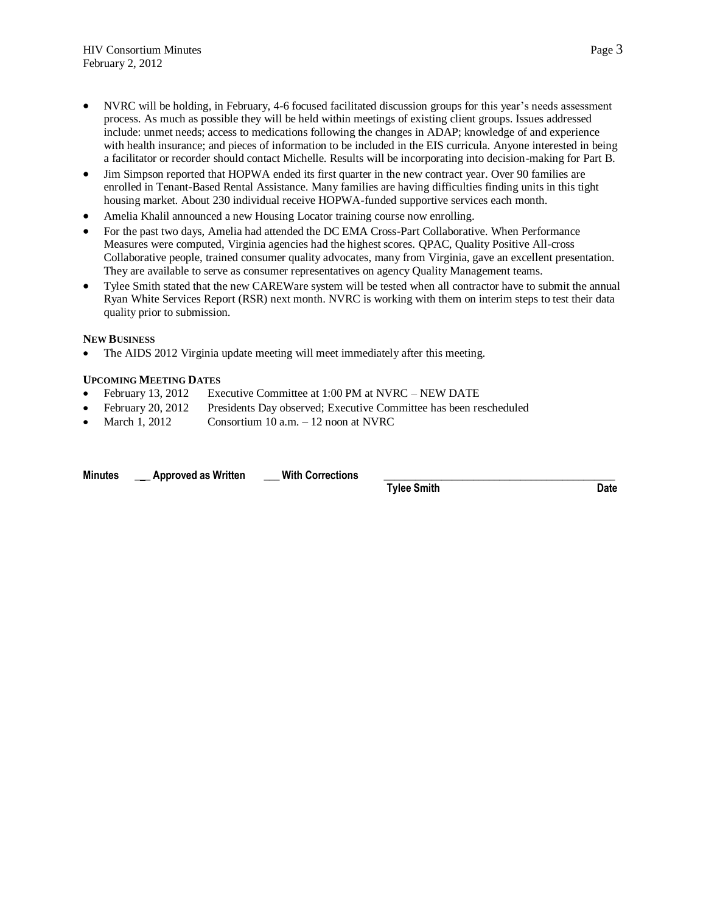- NVRC will be holding, in February, 4-6 focused facilitated discussion groups for this year's needs assessment process. As much as possible they will be held within meetings of existing client groups. Issues addressed include: unmet needs; access to medications following the changes in ADAP; knowledge of and experience with health insurance; and pieces of information to be included in the EIS curricula. Anyone interested in being a facilitator or recorder should contact Michelle. Results will be incorporating into decision-making for Part B.
- Jim Simpson reported that HOPWA ended its first quarter in the new contract year. Over 90 families are enrolled in Tenant-Based Rental Assistance. Many families are having difficulties finding units in this tight housing market. About 230 individual receive HOPWA-funded supportive services each month.
- Amelia Khalil announced a new Housing Locator training course now enrolling.
- For the past two days, Amelia had attended the DC EMA Cross-Part Collaborative. When Performance Measures were computed, Virginia agencies had the highest scores. QPAC, Quality Positive All-cross Collaborative people, trained consumer quality advocates, many from Virginia, gave an excellent presentation. They are available to serve as consumer representatives on agency Quality Management teams.
- Tylee Smith stated that the new CAREWare system will be tested when all contractor have to submit the annual Ryan White Services Report (RSR) next month. NVRC is working with them on interim steps to test their data quality prior to submission.

**NEW BUSINESS**

- The AIDS 2012 Virginia update meeting will meet immediately after this meeting.

**UPCOMING MEETING DATES**

- February 13, 2012 Executive Committee at 1:00 PM at NVRC – NEW DATE
- February 20, 2012 Presidents Day observed; Executive Committee has been rescheduled
- March 1, 2012 Consortium 10 a.m. – 12 noon at NVRC

**Minutes** \_\_\_ **Approved as Written** \_\_\_ **With Corrections** \_\_\_\_\_\_\_\_\_\_\_\_\_\_\_\_\_\_\_\_\_\_\_\_\_\_\_\_\_\_\_\_\_\_\_\_\_\_\_\_

**Tylee Smith** **Date**